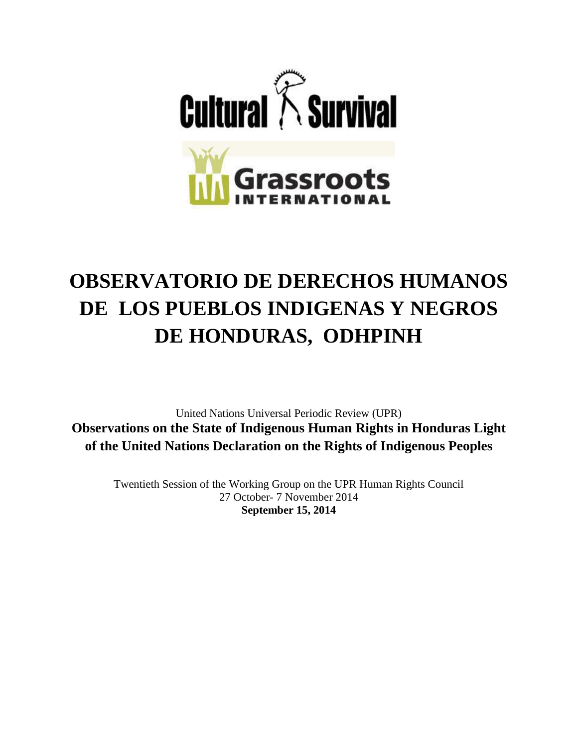Cultural Survival

Grassroots INTERNATIONAL

# OBSERVATORIO DE DERECHOS HUMANOS DE LOS PUEBLOS INDIGENAS Y NEGROS DE HONDURAS, ODHPINH

United Nations Universal Periodic Review (UPR)

**Observations on the State of Indigenous Human Rights in Honduras Light of the United Nations Declaration on the Rights of Indigenous Peoples**

Twentieth Session of the Working Group on the UPR Human Rights Council
27 October- 7 November 2014
**September 15, 2014**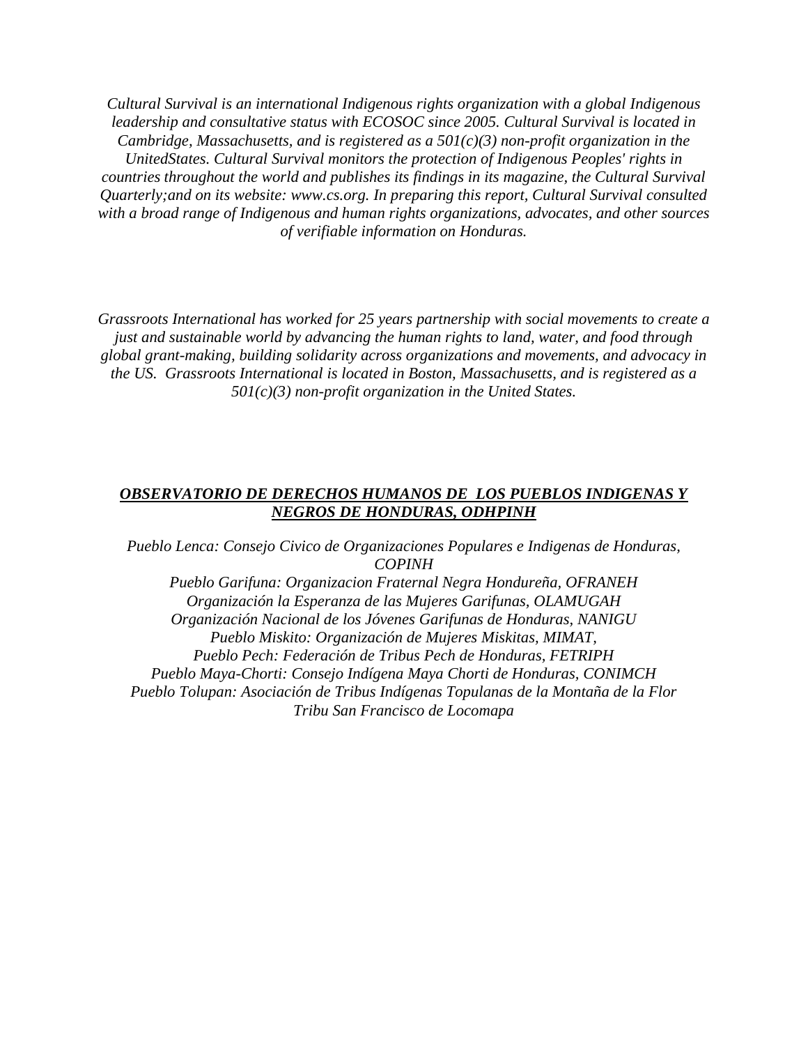*Cultural Survival is an international Indigenous rights organization with a global Indigenous leadership and consultative status with ECOSOC since 2005. Cultural Survival is located in Cambridge, Massachusetts, and is registered as a 501(c)(3) non-profit organization in the UnitedStates. Cultural Survival monitors the protection of Indigenous Peoples' rights in countries throughout the world and publishes its findings in its magazine, the Cultural Survival Quarterly;and on its website: www.cs.org. In preparing this report, Cultural Survival consulted with a broad range of Indigenous and human rights organizations, advocates, and other sources of verifiable information on Honduras.*

*Grassroots International has worked for 25 years partnership with social movements to create a just and sustainable world by advancing the human rights to land, water, and food through global grant-making, building solidarity across organizations and movements, and advocacy in the US. Grassroots International is located in Boston, Massachusetts, and is registered as a 501(c)(3) non-profit organization in the United States.*

***OBSERVATORIO DE DERECHOS HUMANOS DE LOS PUEBLOS INDIGENAS Y NEGROS DE HONDURAS, ODHPINH***

*Pueblo Lenca: Consejo Civico de Organizaciones Populares e Indigenas de Honduras, COPINH*
*Pueblo Garifuna: Organizacion Fraternal Negra Hondureña, OFRANEH*
*Organización la Esperanza de las Mujeres Garifunas, OLAMUGAH*
*Organización Nacional de los Jóvenes Garifunas de Honduras, NANIGU*
*Pueblo Miskito: Organización de Mujeres Miskitas, MIMAT,*
*Pueblo Pech: Federación de Tribus Pech de Honduras, FETRIPH*
*Pueblo Maya-Chorti: Consejo Indígena Maya Chorti de Honduras, CONIMCH*
*Pueblo Tolupan: Asociación de Tribus Indígenas Topulanas de la Montaña de la Flor*
*Tribu San Francisco de Locomapa*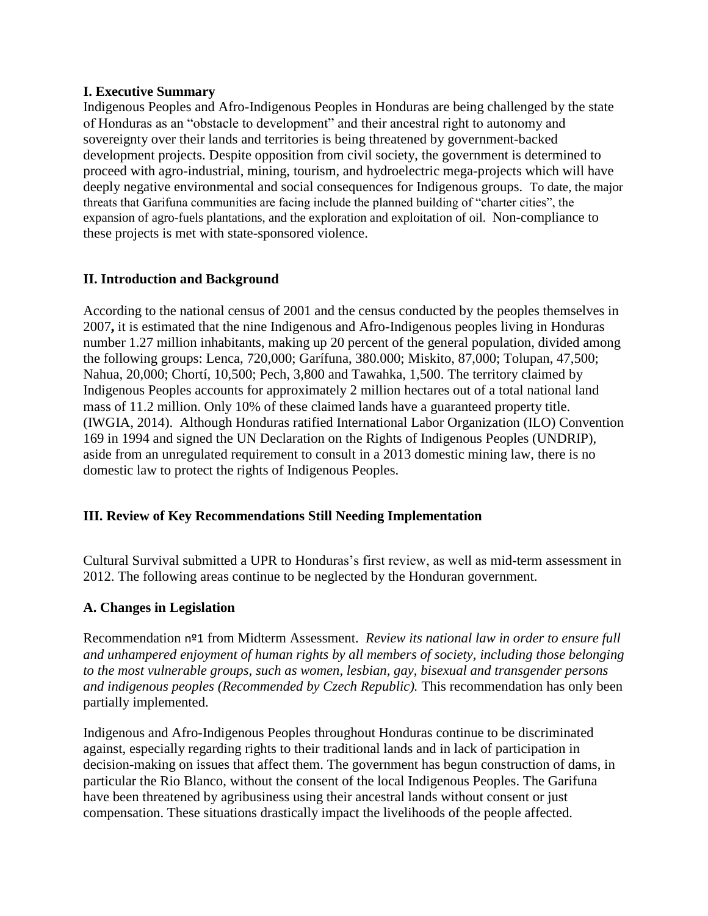## I. Executive Summary

Indigenous Peoples and Afro-Indigenous Peoples in Honduras are being challenged by the state of Honduras as an "obstacle to development" and their ancestral right to autonomy and sovereignty over their lands and territories is being threatened by government-backed development projects. Despite opposition from civil society, the government is determined to proceed with agro-industrial, mining, tourism, and hydroelectric mega-projects which will have deeply negative environmental and social consequences for Indigenous groups. To date, the major threats that Garifuna communities are facing include the planned building of "charter cities", the expansion of agro-fuels plantations, and the exploration and exploitation of oil. Non-compliance to these projects is met with state-sponsored violence.

## II. Introduction and Background

According to the national census of 2001 and the census conducted by the peoples themselves in 2007**,** it is estimated that the nine Indigenous and Afro-Indigenous peoples living in Honduras number 1.27 million inhabitants, making up 20 percent of the general population, divided among the following groups: Lenca, 720,000; Garífuna, 380.000; Miskito, 87,000; Tolupan, 47,500; Nahua, 20,000; Chortí, 10,500; Pech, 3,800 and Tawahka, 1,500. The territory claimed by Indigenous Peoples accounts for approximately 2 million hectares out of a total national land mass of 11.2 million. Only 10% of these claimed lands have a guaranteed property title. (IWGIA, 2014). Although Honduras ratified International Labor Organization (ILO) Convention 169 in 1994 and signed the UN Declaration on the Rights of Indigenous Peoples (UNDRIP), aside from an unregulated requirement to consult in a 2013 domestic mining law, there is no domestic law to protect the rights of Indigenous Peoples.

## III. Review of Key Recommendations Still Needing Implementation

Cultural Survival submitted a UPR to Honduras's first review, as well as mid-term assessment in 2012. The following areas continue to be neglected by the Honduran government.

### A. Changes in Legislation

Recommendation nº1 from Midterm Assessment. *Review its national law in order to ensure full and unhampered enjoyment of human rights by all members of society, including those belonging to the most vulnerable groups, such as women, lesbian, gay, bisexual and transgender persons and indigenous peoples (Recommended by Czech Republic).* This recommendation has only been partially implemented.

Indigenous and Afro-Indigenous Peoples throughout Honduras continue to be discriminated against, especially regarding rights to their traditional lands and in lack of participation in decision-making on issues that affect them. The government has begun construction of dams, in particular the Rio Blanco, without the consent of the local Indigenous Peoples. The Garifuna have been threatened by agribusiness using their ancestral lands without consent or just compensation. These situations drastically impact the livelihoods of the people affected.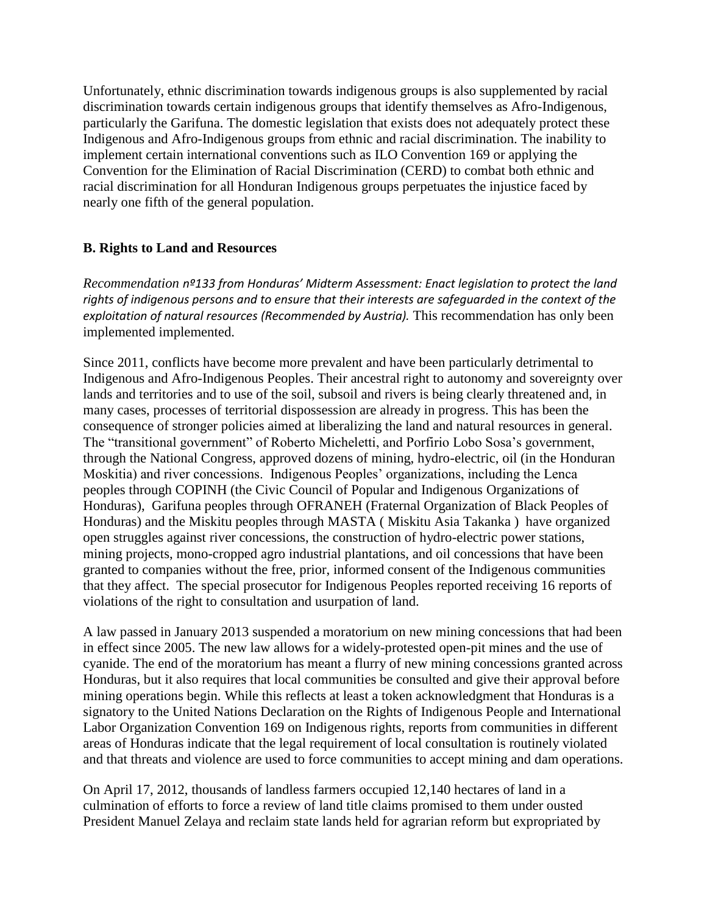Unfortunately, ethnic discrimination towards indigenous groups is also supplemented by racial discrimination towards certain indigenous groups that identify themselves as Afro-Indigenous, particularly the Garifuna. The domestic legislation that exists does not adequately protect these Indigenous and Afro-Indigenous groups from ethnic and racial discrimination. The inability to implement certain international conventions such as ILO Convention 169 or applying the Convention for the Elimination of Racial Discrimination (CERD) to combat both ethnic and racial discrimination for all Honduran Indigenous groups perpetuates the injustice faced by nearly one fifth of the general population.

## B. Rights to Land and Resources

*Recommendation nº133 from Honduras' Midterm Assessment: Enact legislation to protect the land rights of indigenous persons and to ensure that their interests are safeguarded in the context of the exploitation of natural resources (Recommended by Austria).* This recommendation has only been implemented implemented.

Since 2011, conflicts have become more prevalent and have been particularly detrimental to Indigenous and Afro-Indigenous Peoples. Their ancestral right to autonomy and sovereignty over lands and territories and to use of the soil, subsoil and rivers is being clearly threatened and, in many cases, processes of territorial dispossession are already in progress. This has been the consequence of stronger policies aimed at liberalizing the land and natural resources in general. The "transitional government" of Roberto Micheletti, and Porfirio Lobo Sosa's government, through the National Congress, approved dozens of mining, hydro-electric, oil (in the Honduran Moskitia) and river concessions. Indigenous Peoples' organizations, including the Lenca peoples through COPINH (the Civic Council of Popular and Indigenous Organizations of Honduras), Garifuna peoples through OFRANEH (Fraternal Organization of Black Peoples of Honduras) and the Miskitu peoples through MASTA ( Miskitu Asia Takanka ) have organized open struggles against river concessions, the construction of hydro-electric power stations, mining projects, mono-cropped agro industrial plantations, and oil concessions that have been granted to companies without the free, prior, informed consent of the Indigenous communities that they affect. The special prosecutor for Indigenous Peoples reported receiving 16 reports of violations of the right to consultation and usurpation of land.

A law passed in January 2013 suspended a moratorium on new mining concessions that had been in effect since 2005. The new law allows for a widely-protested open-pit mines and the use of cyanide. The end of the moratorium has meant a flurry of new mining concessions granted across Honduras, but it also requires that local communities be consulted and give their approval before mining operations begin. While this reflects at least a token acknowledgment that Honduras is a signatory to the United Nations Declaration on the Rights of Indigenous People and International Labor Organization Convention 169 on Indigenous rights, reports from communities in different areas of Honduras indicate that the legal requirement of local consultation is routinely violated and that threats and violence are used to force communities to accept mining and dam operations.

On April 17, 2012, thousands of landless farmers occupied 12,140 hectares of land in a culmination of efforts to force a review of land title claims promised to them under ousted President Manuel Zelaya and reclaim state lands held for agrarian reform but expropriated by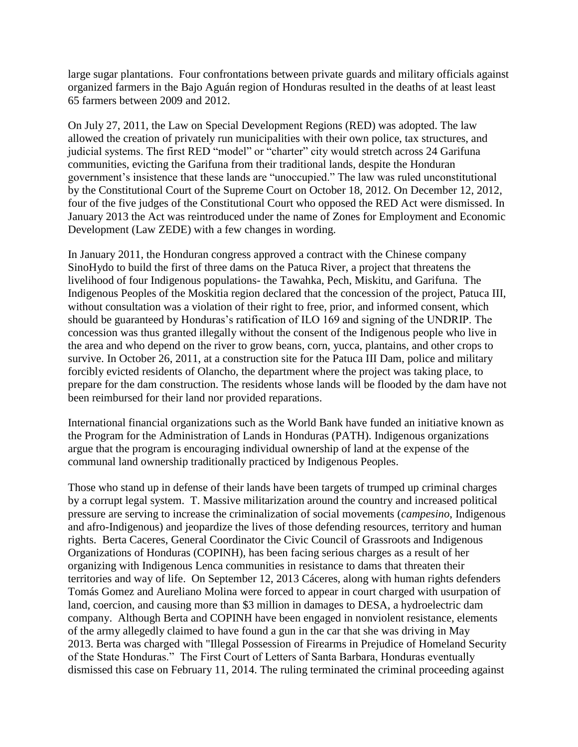large sugar plantations. Four confrontations between private guards and military officials against organized farmers in the Bajo Aguán region of Honduras resulted in the deaths of at least least 65 farmers between 2009 and 2012.

On July 27, 2011, the Law on Special Development Regions (RED) was adopted. The law allowed the creation of privately run municipalities with their own police, tax structures, and judicial systems. The first RED "model" or "charter" city would stretch across 24 Garifuna communities, evicting the Garifuna from their traditional lands, despite the Honduran government's insistence that these lands are "unoccupied." The law was ruled unconstitutional by the Constitutional Court of the Supreme Court on October 18, 2012. On December 12, 2012, four of the five judges of the Constitutional Court who opposed the RED Act were dismissed. In January 2013 the Act was reintroduced under the name of Zones for Employment and Economic Development (Law ZEDE) with a few changes in wording.

In January 2011, the Honduran congress approved a contract with the Chinese company SinoHydo to build the first of three dams on the Patuca River, a project that threatens the livelihood of four Indigenous populations- the Tawahka, Pech, Miskitu, and Garifuna. The Indigenous Peoples of the Moskitia region declared that the concession of the project, Patuca III, without consultation was a violation of their right to free, prior, and informed consent, which should be guaranteed by Honduras's ratification of ILO 169 and signing of the UNDRIP. The concession was thus granted illegally without the consent of the Indigenous people who live in the area and who depend on the river to grow beans, corn, yucca, plantains, and other crops to survive. In October 26, 2011, at a construction site for the Patuca III Dam, police and military forcibly evicted residents of Olancho, the department where the project was taking place, to prepare for the dam construction. The residents whose lands will be flooded by the dam have not been reimbursed for their land nor provided reparations.

International financial organizations such as the World Bank have funded an initiative known as the Program for the Administration of Lands in Honduras (PATH). Indigenous organizations argue that the program is encouraging individual ownership of land at the expense of the communal land ownership traditionally practiced by Indigenous Peoples.

Those who stand up in defense of their lands have been targets of trumped up criminal charges by a corrupt legal system. T. Massive militarization around the country and increased political pressure are serving to increase the criminalization of social movements (*campesino*, Indigenous and afro-Indigenous) and jeopardize the lives of those defending resources, territory and human rights. Berta Caceres, General Coordinator the Civic Council of Grassroots and Indigenous Organizations of Honduras (COPINH), has been facing serious charges as a result of her organizing with Indigenous Lenca communities in resistance to dams that threaten their territories and way of life. On September 12, 2013 Cáceres, along with human rights defenders Tomás Gomez and Aureliano Molina were forced to appear in court charged with usurpation of land, coercion, and causing more than $3 million in damages to DESA, a hydroelectric dam company. Although Berta and COPINH have been engaged in nonviolent resistance, elements of the army allegedly claimed to have found a gun in the car that she was driving in May 2013. Berta was charged with "Illegal Possession of Firearms in Prejudice of Homeland Security of the State Honduras." The First Court of Letters of Santa Barbara, Honduras eventually dismissed this case on February 11, 2014. The ruling terminated the criminal proceeding against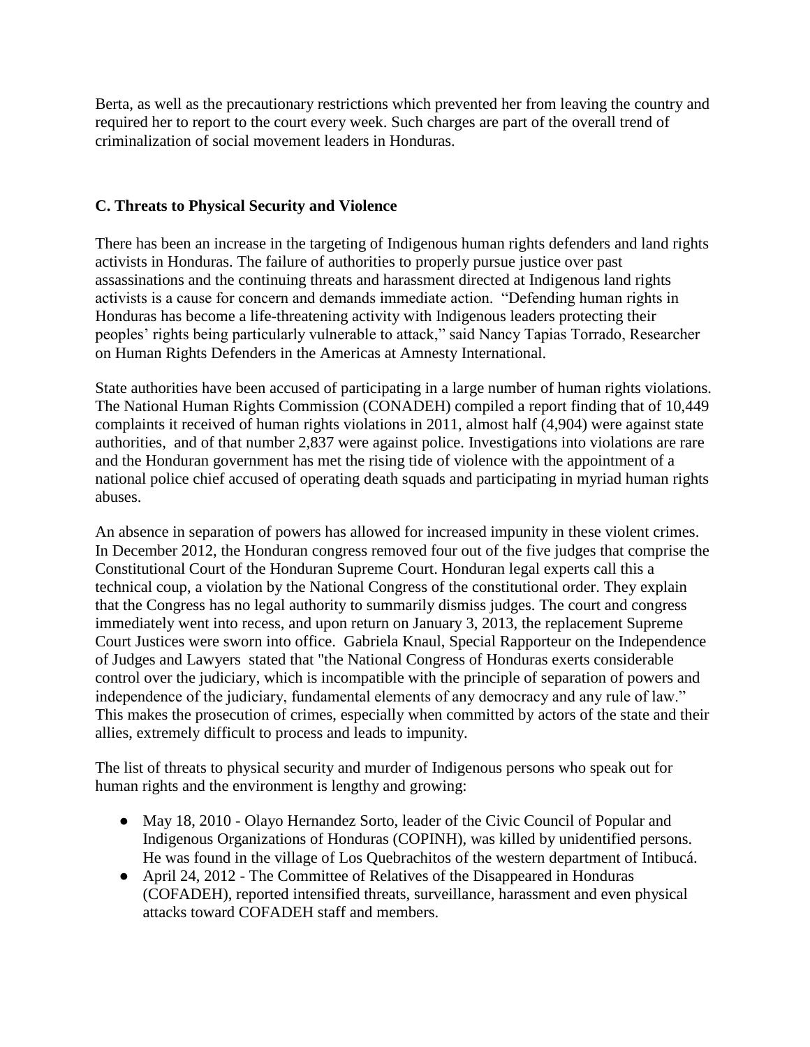Berta, as well as the precautionary restrictions which prevented her from leaving the country and required her to report to the court every week. Such charges are part of the overall trend of criminalization of social movement leaders in Honduras.

### C. Threats to Physical Security and Violence

There has been an increase in the targeting of Indigenous human rights defenders and land rights activists in Honduras. The failure of authorities to properly pursue justice over past assassinations and the continuing threats and harassment directed at Indigenous land rights activists is a cause for concern and demands immediate action. "Defending human rights in Honduras has become a life-threatening activity with Indigenous leaders protecting their peoples' rights being particularly vulnerable to attack," said Nancy Tapias Torrado, Researcher on Human Rights Defenders in the Americas at Amnesty International.

State authorities have been accused of participating in a large number of human rights violations. The National Human Rights Commission (CONADEH) compiled a report finding that of 10,449 complaints it received of human rights violations in 2011, almost half (4,904) were against state authorities, and of that number 2,837 were against police. Investigations into violations are rare and the Honduran government has met the rising tide of violence with the appointment of a national police chief accused of operating death squads and participating in myriad human rights abuses.

An absence in separation of powers has allowed for increased impunity in these violent crimes. In December 2012, the Honduran congress removed four out of the five judges that comprise the Constitutional Court of the Honduran Supreme Court. Honduran legal experts call this a technical coup, a violation by the National Congress of the constitutional order. They explain that the Congress has no legal authority to summarily dismiss judges. The court and congress immediately went into recess, and upon return on January 3, 2013, the replacement Supreme Court Justices were sworn into office. Gabriela Knaul, Special Rapporteur on the Independence of Judges and Lawyers stated that "the National Congress of Honduras exerts considerable control over the judiciary, which is incompatible with the principle of separation of powers and independence of the judiciary, fundamental elements of any democracy and any rule of law." This makes the prosecution of crimes, especially when committed by actors of the state and their allies, extremely difficult to process and leads to impunity.

The list of threats to physical security and murder of Indigenous persons who speak out for human rights and the environment is lengthy and growing:

- May 18, 2010 - Olayo Hernandez Sorto, leader of the Civic Council of Popular and Indigenous Organizations of Honduras (COPINH), was killed by unidentified persons. He was found in the village of Los Quebrachitos of the western department of Intibucá.
- April 24, 2012 - The Committee of Relatives of the Disappeared in Honduras (COFADEH), reported intensified threats, surveillance, harassment and even physical attacks toward COFADEH staff and members.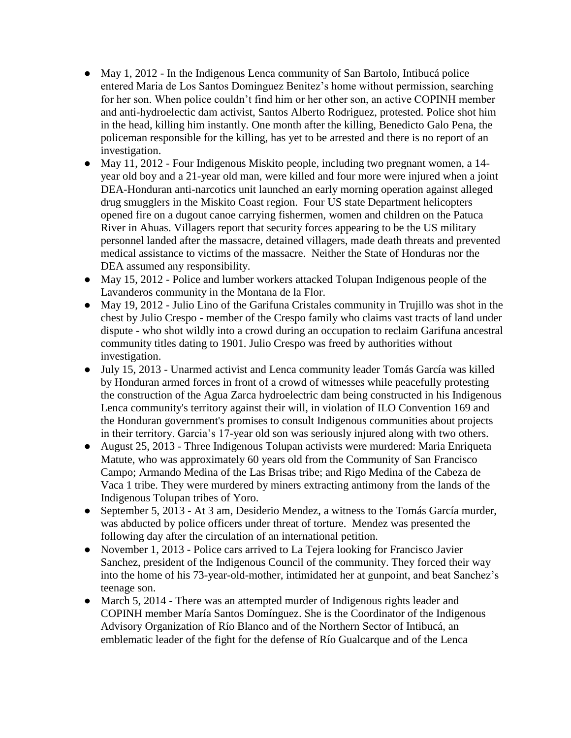- May 1, 2012 - In the Indigenous Lenca community of San Bartolo, Intibucá police entered Maria de Los Santos Dominguez Benitez's home without permission, searching for her son. When police couldn't find him or her other son, an active COPINH member and anti-hydroelectic dam activist, Santos Alberto Rodriguez, protested. Police shot him in the head, killing him instantly. One month after the killing, Benedicto Galo Pena, the policeman responsible for the killing, has yet to be arrested and there is no report of an investigation.
- May 11, 2012 - Four Indigenous Miskito people, including two pregnant women, a 14-year old boy and a 21-year old man, were killed and four more were injured when a joint DEA-Honduran anti-narcotics unit launched an early morning operation against alleged drug smugglers in the Miskito Coast region. Four US state Department helicopters opened fire on a dugout canoe carrying fishermen, women and children on the Patuca River in Ahuas. Villagers report that security forces appearing to be the US military personnel landed after the massacre, detained villagers, made death threats and prevented medical assistance to victims of the massacre. Neither the State of Honduras nor the DEA assumed any responsibility.
- May 15, 2012 - Police and lumber workers attacked Tolupan Indigenous people of the Lavanderos community in the Montana de la Flor.
- May 19, 2012 - Julio Lino of the Garifuna Cristales community in Trujillo was shot in the chest by Julio Crespo - member of the Crespo family who claims vast tracts of land under dispute - who shot wildly into a crowd during an occupation to reclaim Garifuna ancestral community titles dating to 1901. Julio Crespo was freed by authorities without investigation.
- July 15, 2013 - Unarmed activist and Lenca community leader Tomás García was killed by Honduran armed forces in front of a crowd of witnesses while peacefully protesting the construction of the Agua Zarca hydroelectric dam being constructed in his Indigenous Lenca community's territory against their will, in violation of ILO Convention 169 and the Honduran government's promises to consult Indigenous communities about projects in their territory. Garcia's 17-year old son was seriously injured along with two others.
- August 25, 2013 - Three Indigenous Tolupan activists were murdered: Maria Enriqueta Matute, who was approximately 60 years old from the Community of San Francisco Campo; Armando Medina of the Las Brisas tribe; and Rigo Medina of the Cabeza de Vaca 1 tribe. They were murdered by miners extracting antimony from the lands of the Indigenous Tolupan tribes of Yoro.
- September 5, 2013 - At 3 am, Desiderio Mendez, a witness to the Tomás García murder, was abducted by police officers under threat of torture. Mendez was presented the following day after the circulation of an international petition.
- November 1, 2013 - Police cars arrived to La Tejera looking for Francisco Javier Sanchez, president of the Indigenous Council of the community. They forced their way into the home of his 73-year-old-mother, intimidated her at gunpoint, and beat Sanchez's teenage son.
- March 5, 2014 - There was an attempted murder of Indigenous rights leader and COPINH member María Santos Domínguez. She is the Coordinator of the Indigenous Advisory Organization of Río Blanco and of the Northern Sector of Intibucá, an emblematic leader of the fight for the defense of Río Gualcarque and of the Lenca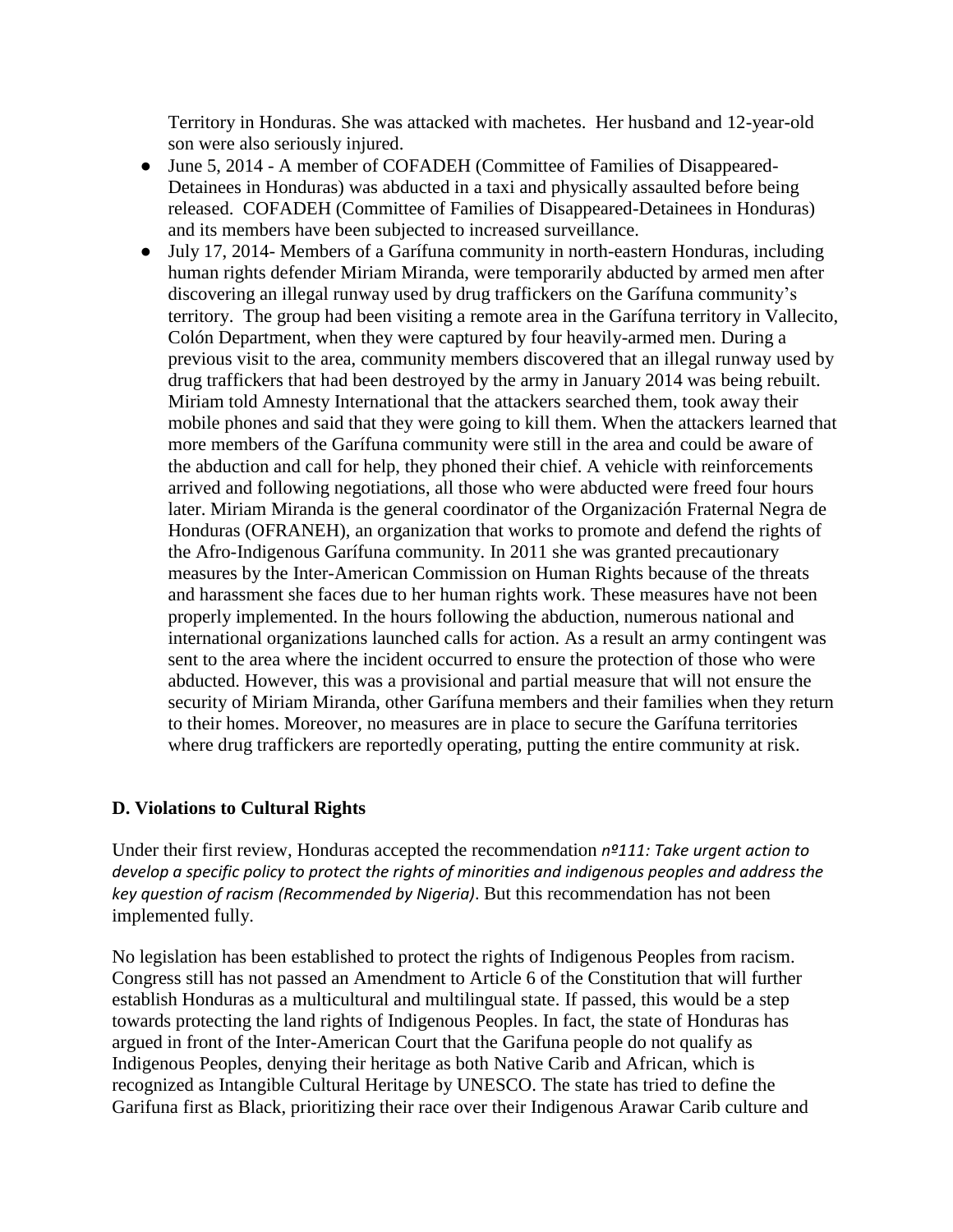Territory in Honduras. She was attacked with machetes. Her husband and 12-year-old son were also seriously injured.

- June 5, 2014 - A member of COFADEH (Committee of Families of Disappeared-Detainees in Honduras) was abducted in a taxi and physically assaulted before being released. COFADEH (Committee of Families of Disappeared-Detainees in Honduras) and its members have been subjected to increased surveillance.
- July 17, 2014- Members of a Garífuna community in north-eastern Honduras, including human rights defender Miriam Miranda, were temporarily abducted by armed men after discovering an illegal runway used by drug traffickers on the Garífuna community's territory. The group had been visiting a remote area in the Garífuna territory in Vallecito, Colón Department, when they were captured by four heavily-armed men. During a previous visit to the area, community members discovered that an illegal runway used by drug traffickers that had been destroyed by the army in January 2014 was being rebuilt. Miriam told Amnesty International that the attackers searched them, took away their mobile phones and said that they were going to kill them. When the attackers learned that more members of the Garífuna community were still in the area and could be aware of the abduction and call for help, they phoned their chief. A vehicle with reinforcements arrived and following negotiations, all those who were abducted were freed four hours later. Miriam Miranda is the general coordinator of the Organización Fraternal Negra de Honduras (OFRANEH), an organization that works to promote and defend the rights of the Afro-Indigenous Garífuna community. In 2011 she was granted precautionary measures by the Inter-American Commission on Human Rights because of the threats and harassment she faces due to her human rights work. These measures have not been properly implemented. In the hours following the abduction, numerous national and international organizations launched calls for action. As a result an army contingent was sent to the area where the incident occurred to ensure the protection of those who were abducted. However, this was a provisional and partial measure that will not ensure the security of Miriam Miranda, other Garífuna members and their families when they return to their homes. Moreover, no measures are in place to secure the Garífuna territories where drug traffickers are reportedly operating, putting the entire community at risk.

### D. Violations to Cultural Rights

Under their first review, Honduras accepted the recommendation *nº111: Take urgent action to develop a specific policy to protect the rights of minorities and indigenous peoples and address the key question of racism (Recommended by Nigeria)*. But this recommendation has not been implemented fully.

No legislation has been established to protect the rights of Indigenous Peoples from racism. Congress still has not passed an Amendment to Article 6 of the Constitution that will further establish Honduras as a multicultural and multilingual state. If passed, this would be a step towards protecting the land rights of Indigenous Peoples. In fact, the state of Honduras has argued in front of the Inter-American Court that the Garifuna people do not qualify as Indigenous Peoples, denying their heritage as both Native Carib and African, which is recognized as Intangible Cultural Heritage by UNESCO. The state has tried to define the Garifuna first as Black, prioritizing their race over their Indigenous Arawar Carib culture and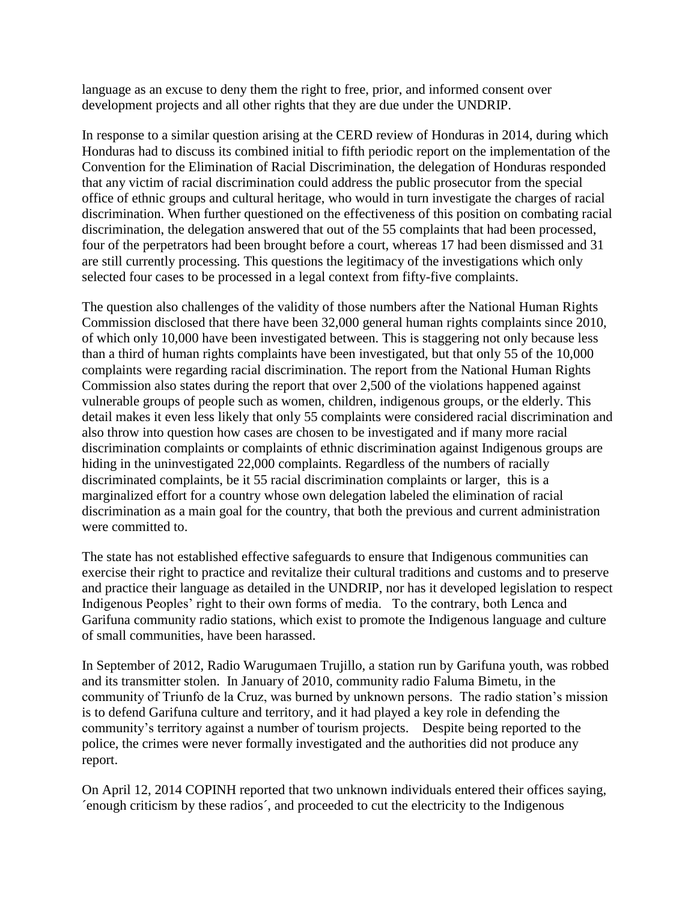language as an excuse to deny them the right to free, prior, and informed consent over development projects and all other rights that they are due under the UNDRIP.

In response to a similar question arising at the CERD review of Honduras in 2014, during which Honduras had to discuss its combined initial to fifth periodic report on the implementation of the Convention for the Elimination of Racial Discrimination, the delegation of Honduras responded that any victim of racial discrimination could address the public prosecutor from the special office of ethnic groups and cultural heritage, who would in turn investigate the charges of racial discrimination. When further questioned on the effectiveness of this position on combating racial discrimination, the delegation answered that out of the 55 complaints that had been processed, four of the perpetrators had been brought before a court, whereas 17 had been dismissed and 31 are still currently processing. This questions the legitimacy of the investigations which only selected four cases to be processed in a legal context from fifty-five complaints.

The question also challenges of the validity of those numbers after the National Human Rights Commission disclosed that there have been 32,000 general human rights complaints since 2010, of which only 10,000 have been investigated between. This is staggering not only because less than a third of human rights complaints have been investigated, but that only 55 of the 10,000 complaints were regarding racial discrimination. The report from the National Human Rights Commission also states during the report that over 2,500 of the violations happened against vulnerable groups of people such as women, children, indigenous groups, or the elderly. This detail makes it even less likely that only 55 complaints were considered racial discrimination and also throw into question how cases are chosen to be investigated and if many more racial discrimination complaints or complaints of ethnic discrimination against Indigenous groups are hiding in the uninvestigated 22,000 complaints. Regardless of the numbers of racially discriminated complaints, be it 55 racial discrimination complaints or larger, this is a marginalized effort for a country whose own delegation labeled the elimination of racial discrimination as a main goal for the country, that both the previous and current administration were committed to.

The state has not established effective safeguards to ensure that Indigenous communities can exercise their right to practice and revitalize their cultural traditions and customs and to preserve and practice their language as detailed in the UNDRIP, nor has it developed legislation to respect Indigenous Peoples' right to their own forms of media. To the contrary, both Lenca and Garifuna community radio stations, which exist to promote the Indigenous language and culture of small communities, have been harassed.

In September of 2012, Radio Warugumaen Trujillo, a station run by Garifuna youth, was robbed and its transmitter stolen. In January of 2010, community radio Faluma Bimetu, in the community of Triunfo de la Cruz, was burned by unknown persons. The radio station's mission is to defend Garifuna culture and territory, and it had played a key role in defending the community's territory against a number of tourism projects. Despite being reported to the police, the crimes were never formally investigated and the authorities did not produce any report.

On April 12, 2014 COPINH reported that two unknown individuals entered their offices saying, ´enough criticism by these radios´, and proceeded to cut the electricity to the Indigenous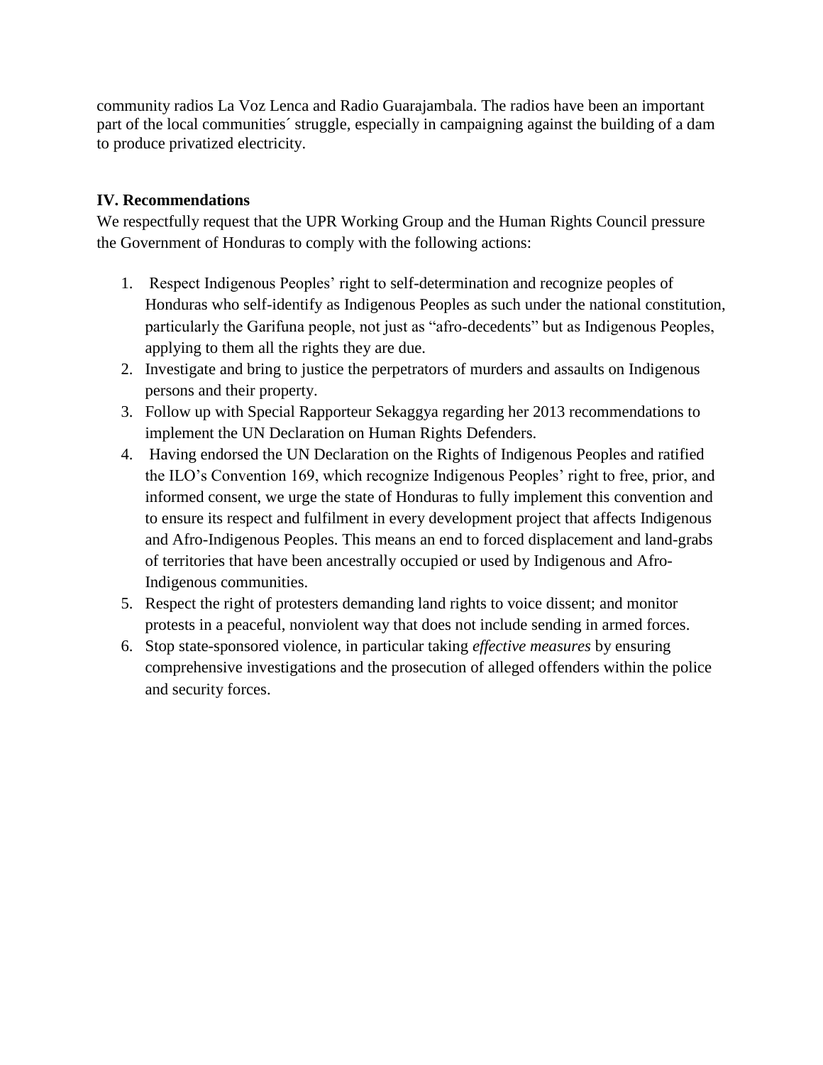community radios La Voz Lenca and Radio Guarajambala. The radios have been an important part of the local communities´ struggle, especially in campaigning against the building of a dam to produce privatized electricity.

### IV. Recommendations

We respectfully request that the UPR Working Group and the Human Rights Council pressure the Government of Honduras to comply with the following actions:

1. Respect Indigenous Peoples' right to self-determination and recognize peoples of Honduras who self-identify as Indigenous Peoples as such under the national constitution, particularly the Garifuna people, not just as "afro-decedents" but as Indigenous Peoples, applying to them all the rights they are due.
2. Investigate and bring to justice the perpetrators of murders and assaults on Indigenous persons and their property.
3. Follow up with Special Rapporteur Sekaggya regarding her 2013 recommendations to implement the UN Declaration on Human Rights Defenders.
4. Having endorsed the UN Declaration on the Rights of Indigenous Peoples and ratified the ILO's Convention 169, which recognize Indigenous Peoples' right to free, prior, and informed consent, we urge the state of Honduras to fully implement this convention and to ensure its respect and fulfilment in every development project that affects Indigenous and Afro-Indigenous Peoples. This means an end to forced displacement and land-grabs of territories that have been ancestrally occupied or used by Indigenous and Afro-Indigenous communities.
5. Respect the right of protesters demanding land rights to voice dissent; and monitor protests in a peaceful, nonviolent way that does not include sending in armed forces.
6. Stop state-sponsored violence, in particular taking *effective measures* by ensuring comprehensive investigations and the prosecution of alleged offenders within the police and security forces.